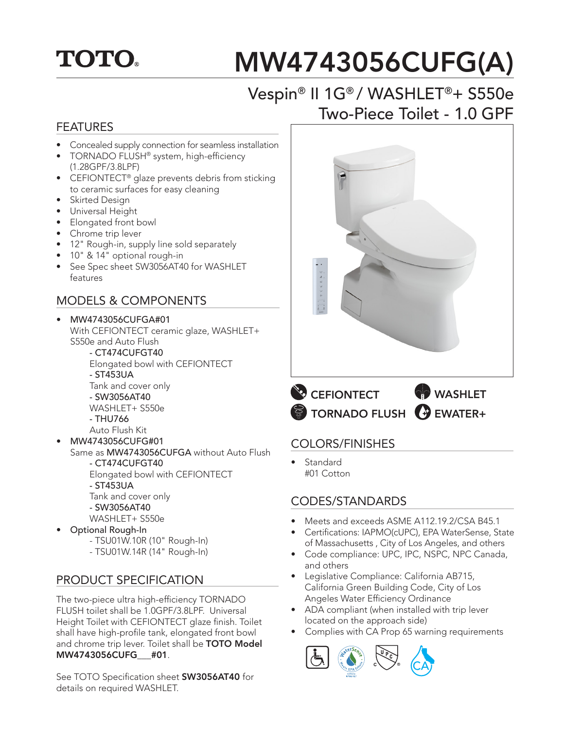# TOTO.

# MW4743056CUFG(A)

## Vespin® II 1G® / WASHLET®+ S550e Two-Piece Toilet - 1.0 GPF

## FEATURES

- Concealed supply connection for seamless installation
- TORNADO FLUSH® system, high-efficiency (1.28GPF/3.8LPF)
- CEFIONTECT® glaze prevents debris from sticking to ceramic surfaces for easy cleaning
- Skirted Design
- Universal Height
- Elongated front bowl
- Chrome trip lever
- 12" Rough-in, supply line sold separately
- 10" & 14" optional rough-in
- See Spec sheet SW3056AT40 for WASHLET features

## MODELS & COMPONENTS

- **MW4743056CUFGA#01**
  With CEFIONTECT ceramic glaze, WASHLET+ S550e and Auto Flush
  - **- CT474CUFGT40**
    Elongated bowl with CEFIONTECT
  - **- ST453UA**
    Tank and cover only
  - **- SW3056AT40**
    WASHLET+ S550e
  - **- THU766**
    Auto Flush Kit
- **MW4743056CUFG#01**
  Same as **MW4743056CUFGA** without Auto Flush
  - **- CT474CUFGT40**
    Elongated bowl with CEFIONTECT
  - **- ST453UA**
    Tank and cover only
  - **- SW3056AT40**
    WASHLET+ S550e
- Optional Rough-In
  - TSU01W.10R (10" Rough-In)
  - TSU01W.14R (14" Rough-In)

## PRODUCT SPECIFICATION

The two-piece ultra high-efficiency TORNADO FLUSH toilet shall be 1.0GPF/3.8LPF. Universal Height Toilet with CEFIONTECT glaze finish. Toilet shall have high-profile tank, elongated front bowl and chrome trip lever. Toilet shall be **TOTO Model MW4743056CUFG___#01**.

See TOTO Specification sheet **SW3056AT40** for details on required WASHLET.

**CEFIONTECT** | **WASHLET** | **TORNADO FLUSH** | **EWATER+**

## COLORS/FINISHES

- Standard
  #01 Cotton

## CODES/STANDARDS

- Meets and exceeds ASME A112.19.2/CSA B45.1
- Certifications: IAPMO(cUPC), EPA WaterSense, State of Massachusetts , City of Los Angeles, and others
- Code compliance: UPC, IPC, NSPC, NPC Canada, and others
- Legislative Compliance: California AB715, California Green Building Code, City of Los Angeles Water Efficiency Ordinance
- ADA compliant (when installed with trip lever located on the approach side)
- Complies with CA Prop 65 warning requirements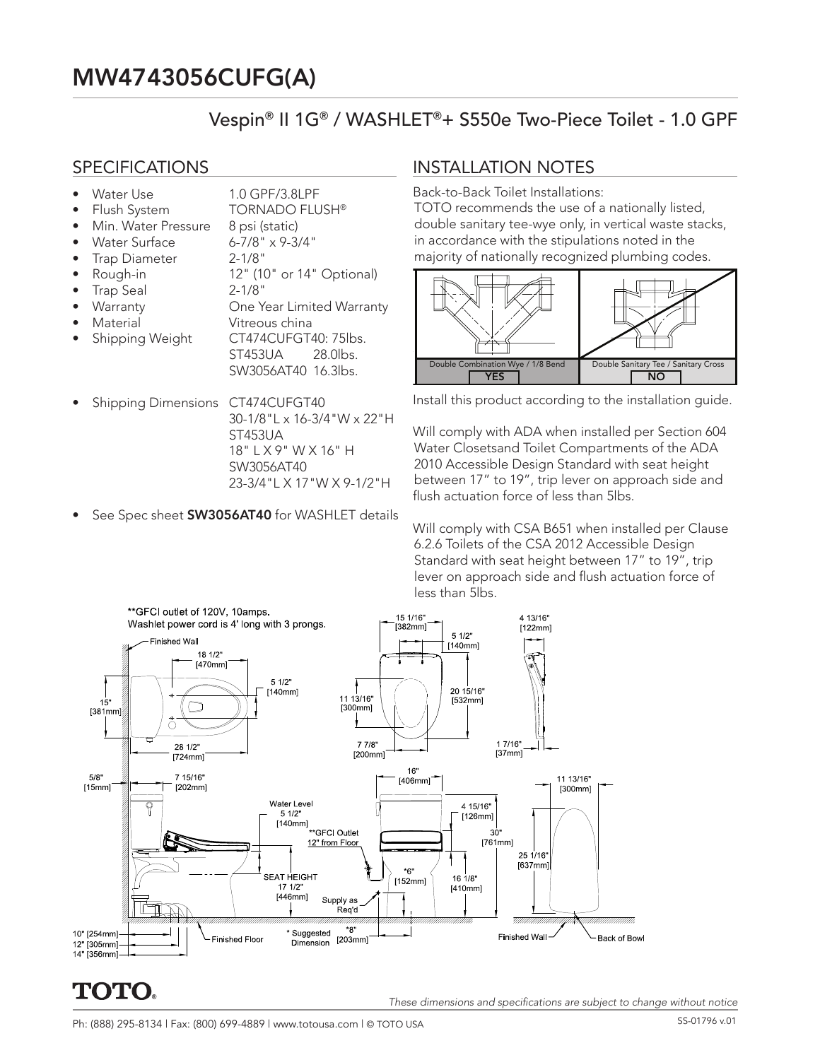# MW4743056CUFG(A)

## Vespin® II 1G® / WASHLET®+ S550e Two-Piece Toilet - 1.0 GPF

## SPECIFICATIONS

- Water Use 1.0 GPF/3.8LPF
- Flush System TORNADO FLUSH®
- Min. Water Pressure 8 psi (static)
- Water Surface 6-7/8" x 9-3/4"
- Trap Diameter 2-1/8"
- Rough-in 12" (10" or 14" Optional)
- Trap Seal 2-1/8"
- Warranty One Year Limited Warranty
- Material Vitreous china
- Shipping Weight CT474CUFGT40: 75lbs.
  ST453UA 28.0lbs.
  SW3056AT40 16.3lbs.
- Shipping Dimensions CT474CUFGT40
  30-1/8"L x 16-3/4"W x 22"H
  ST453UA
  18" L X 9" W X 16" H
  SW3056AT40
  23-3/4"L X 17"W X 9-1/2"H
- See Spec sheet **SW3056AT40** for WASHLET details

## INSTALLATION NOTES

Back-to-Back Toilet Installations:
TOTO recommends the use of a nationally listed, double sanitary tee-wye only, in vertical waste stacks, in accordance with the stipulations noted in the majority of nationally recognized plumbing codes.

Double Combination Wye / 1/8 Bend
YES

Double Sanitary Tee / Sanitary Cross
NO

Install this product according to the installation guide.

Will comply with ADA when installed per Section 604 Water Closetsand Toilet Compartments of the ADA 2010 Accessible Design Standard with seat height between 17" to 19", trip lever on approach side and flush actuation force of less than 5lbs.

Will comply with CSA B651 when installed per Clause 6.2.6 Toilets of the CSA 2012 Accessible Design Standard with seat height between 17" to 19", trip lever on approach side and flush actuation force of less than 5lbs.

**GFCI outlet of 120V, 10amps.
Washlet power cord is 4' long with 3 prongs.

Finished Wall
18 1/2" [470mm]
5 1/2" [140mm]
15" [381mm]
28 1/2" [724mm]
15 1/16" [382mm]
5 1/2" [140mm]
11 13/16" [300mm]
20 15/16" [532mm]
7 7/8" [200mm]
4 13/16" [122mm]
1 7/16" [37mm]
5/8" [15mm]
7 15/16" [202mm]
Water Level 5 1/2" [140mm]
**GFCI Outlet 12" from Floor
SEAT HEIGHT 17 1/2" [446mm]
16" [406mm]
4 15/16" [126mm]
30" [761mm]
*6" [152mm]
16 1/8" [410mm]
Supply as Req'd
11 13/16" [300mm]
25 1/16" [637mm]
10" [254mm]
12" [305mm]
14" [356mm]
Finished Floor
* Suggested Dimension
*8" [203mm]
Finished Wall
Back of Bowl

*These dimensions and specifications are subject to change without notice*

Ph: (888) 295-8134 | Fax: (800) 699-4889 | www.totousa.com | © TOTO USA

SS-01796 v.01